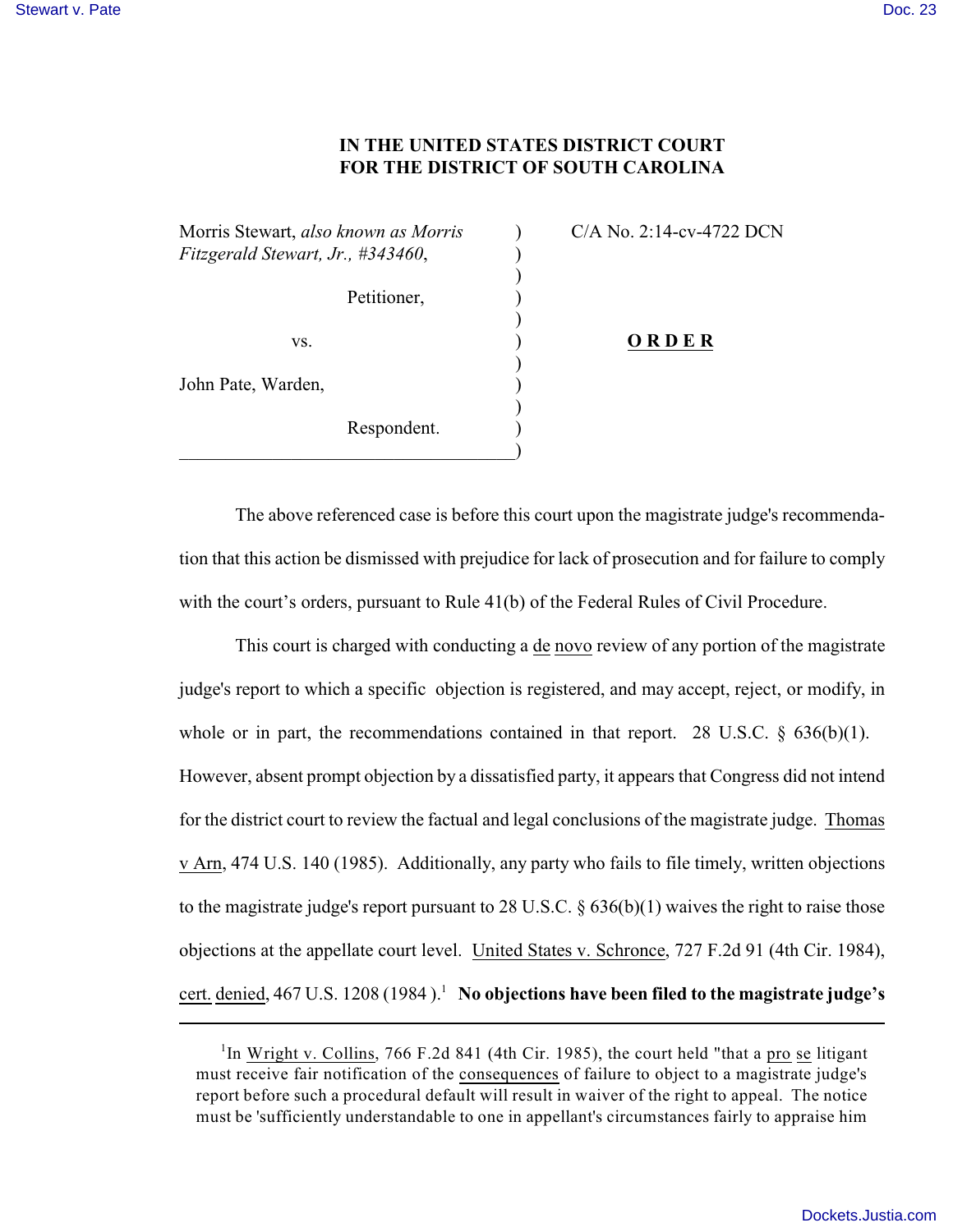**IN THE UNITED STATES DISTRICT COURT**
**FOR THE DISTRICT OF SOUTH CAROLINA**

| | | |
|---|---|---|
| Morris Stewart, *also known as Morris Fitzgerald Stewart, Jr., #343460*, | ) | C/A No. 2:14-cv-4722 DCN |
| Petitioner, | ) | |
| vs. | ) | **O R D E R** |
| John Pate, Warden, | ) | |
| Respondent. | ) | |

The above referenced case is before this court upon the magistrate judge's recommendation that this action be dismissed with prejudice for lack of prosecution and for failure to comply with the court's orders, pursuant to Rule 41(b) of the Federal Rules of Civil Procedure.

This court is charged with conducting a de novo review of any portion of the magistrate judge's report to which a specific objection is registered, and may accept, reject, or modify, in whole or in part, the recommendations contained in that report. 28 U.S.C. § 636(b)(1). However, absent prompt objection by a dissatisfied party, it appears that Congress did not intend for the district court to review the factual and legal conclusions of the magistrate judge. Thomas v Arn, 474 U.S. 140 (1985). Additionally, any party who fails to file timely, written objections to the magistrate judge's report pursuant to 28 U.S.C. § 636(b)(1) waives the right to raise those objections at the appellate court level. United States v. Schronce, 727 F.2d 91 (4th Cir. 1984), cert. denied, 467 U.S. 1208 (1984 ).[1] **No objections have been filed to the magistrate judge's**

---

[1] In Wright v. Collins, 766 F.2d 841 (4th Cir. 1985), the court held "that a pro se litigant must receive fair notification of the consequences of failure to object to a magistrate judge's report before such a procedural default will result in waiver of the right to appeal. The notice must be 'sufficiently understandable to one in appellant's circumstances fairly to appraise him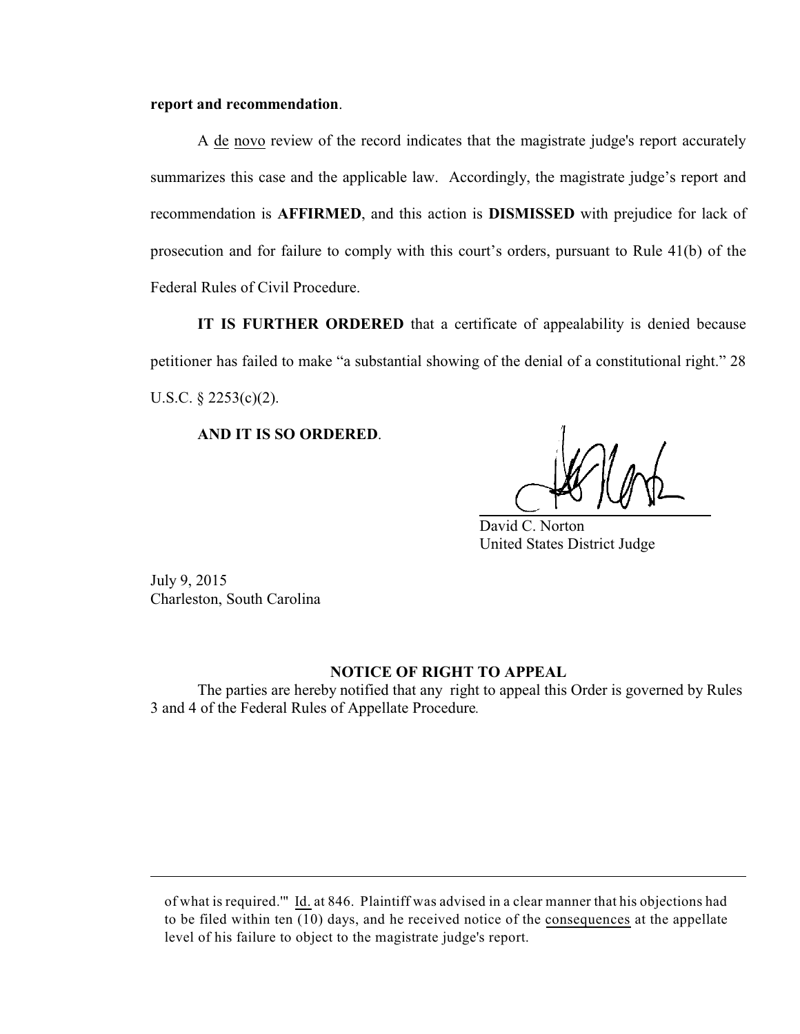**report and recommendation**.

A de novo review of the record indicates that the magistrate judge's report accurately summarizes this case and the applicable law. Accordingly, the magistrate judge's report and recommendation is **AFFIRMED**, and this action is **DISMISSED** with prejudice for lack of prosecution and for failure to comply with this court's orders, pursuant to Rule 41(b) of the Federal Rules of Civil Procedure.

**IT IS FURTHER ORDERED** that a certificate of appealability is denied because petitioner has failed to make "a substantial showing of the denial of a constitutional right." 28 U.S.C. § 2253(c)(2).

**AND IT IS SO ORDERED**.

David C. Norton
United States District Judge

July 9, 2015
Charleston, South Carolina

**NOTICE OF RIGHT TO APPEAL**

The parties are hereby notified that any right to appeal this Order is governed by Rules 3 and 4 of the Federal Rules of Appellate Procedure.

---

of what is required.'" Id. at 846. Plaintiff was advised in a clear manner that his objections had to be filed within ten (10) days, and he received notice of the consequences at the appellate level of his failure to object to the magistrate judge's report.